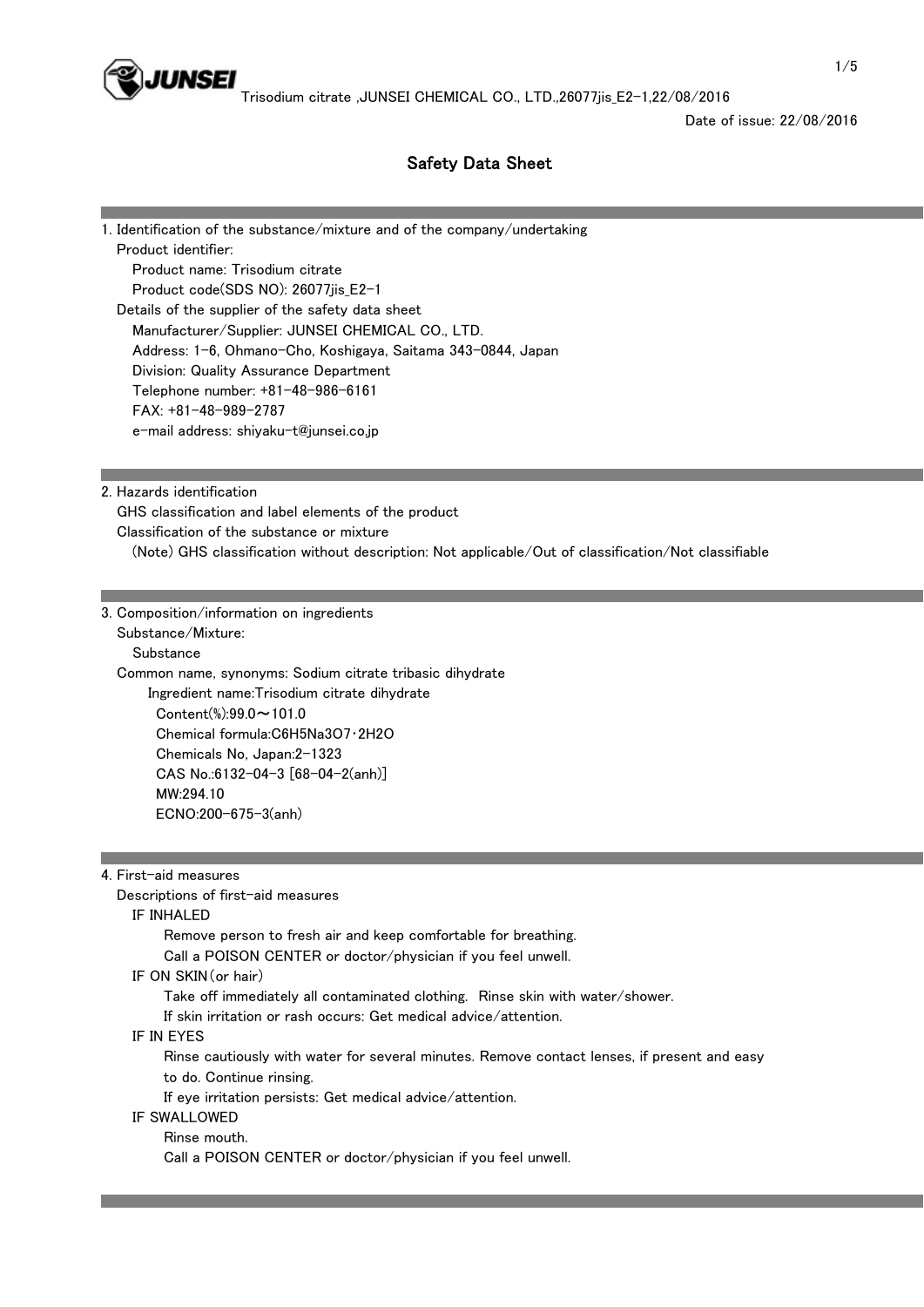Date of issue: 22/08/2016

# Safety Data Sheet

## 1. Identification of the substance/mixture and of the company/undertaking

Product identifier:

Product name: Trisodium citrate

Product code(SDS NO): 26077jis_E2-1

Details of the supplier of the safety data sheet

Manufacturer/Supplier: JUNSEI CHEMICAL CO., LTD.

Address: 1-6, Ohmano-Cho, Koshigaya, Saitama 343-0844, Japan

Division: Quality Assurance Department

Telephone number: +81-48-986-6161

FAX: +81-48-989-2787

e-mail address: shiyaku-t@junsei.co.jp

## 2. Hazards identification

GHS classification and label elements of the product

Classification of the substance or mixture

(Note) GHS classification without description: Not applicable/Out of classification/Not classifiable

## 3. Composition/information on ingredients

Substance/Mixture:

Substance

Common name, synonyms: Sodium citrate tribasic dihydrate

Ingredient name:Trisodium citrate dihydrate

Content(%):99.0～101.0

Chemical formula:$C_6H_5Na_3O_7 \cdot 2H_2O$

Chemicals No, Japan:2-1323

CAS No.:6132-04-3 [68-04-2(anh)]

MW:294.10

ECNO:200-675-3(anh)

## 4. First-aid measures

Descriptions of first-aid measures

IF INHALED

Remove person to fresh air and keep comfortable for breathing.

Call a POISON CENTER or doctor/physician if you feel unwell.

IF ON SKIN(or hair)

Take off immediately all contaminated clothing. Rinse skin with water/shower.

If skin irritation or rash occurs: Get medical advice/attention.

IF IN EYES

Rinse cautiously with water for several minutes. Remove contact lenses, if present and easy to do. Continue rinsing.

If eye irritation persists: Get medical advice/attention.

IF SWALLOWED

Rinse mouth.

Call a POISON CENTER or doctor/physician if you feel unwell.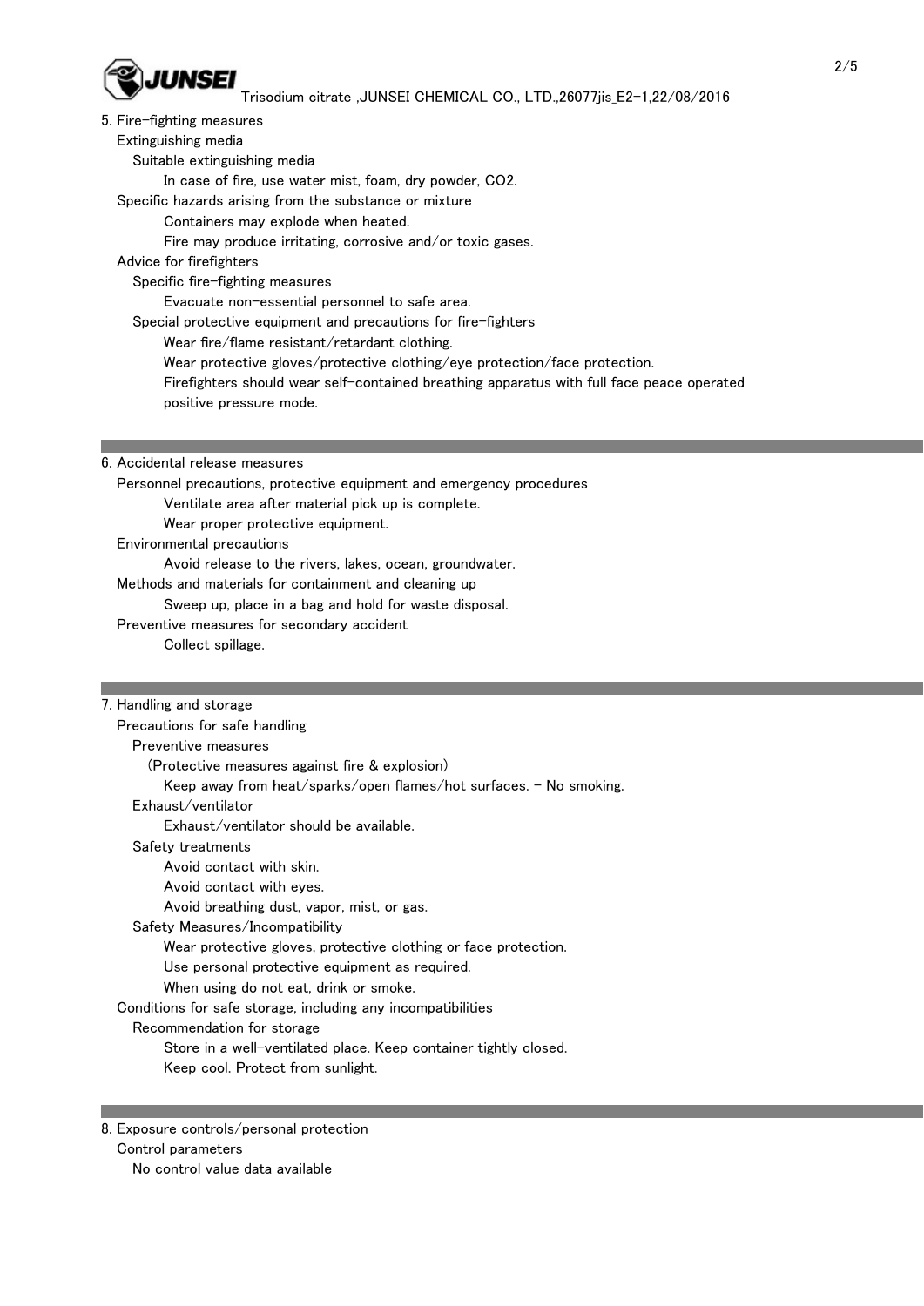## 5. Fire-fighting measures

### Extinguishing media

#### Suitable extinguishing media

In case of fire, use water mist, foam, dry powder, $CO_2$.

### Specific hazards arising from the substance or mixture

Containers may explode when heated.

Fire may produce irritating, corrosive and/or toxic gases.

### Advice for firefighters

#### Specific fire-fighting measures

Evacuate non-essential personnel to safe area.

#### Special protective equipment and precautions for fire-fighters

Wear fire/flame resistant/retardant clothing.

Wear protective gloves/protective clothing/eye protection/face protection.

Firefighters should wear self-contained breathing apparatus with full face peace operated positive pressure mode.

## 6. Accidental release measures

### Personnel precautions, protective equipment and emergency procedures

Ventilate area after material pick up is complete.

Wear proper protective equipment.

### Environmental precautions

Avoid release to the rivers, lakes, ocean, groundwater.

### Methods and materials for containment and cleaning up

Sweep up, place in a bag and hold for waste disposal.

### Preventive measures for secondary accident

Collect spillage.

## 7. Handling and storage

### Precautions for safe handling

#### Preventive measures

(Protective measures against fire & explosion)

Keep away from heat/sparks/open flames/hot surfaces. - No smoking.

#### Exhaust/ventilator

Exhaust/ventilator should be available.

#### Safety treatments

Avoid contact with skin.

Avoid contact with eyes.

Avoid breathing dust, vapor, mist, or gas.

#### Safety Measures/Incompatibility

Wear protective gloves, protective clothing or face protection.

Use personal protective equipment as required.

When using do not eat, drink or smoke.

### Conditions for safe storage, including any incompatibilities

#### Recommendation for storage

Store in a well-ventilated place. Keep container tightly closed.

Keep cool. Protect from sunlight.

## 8. Exposure controls/personal protection

### Control parameters

No control value data available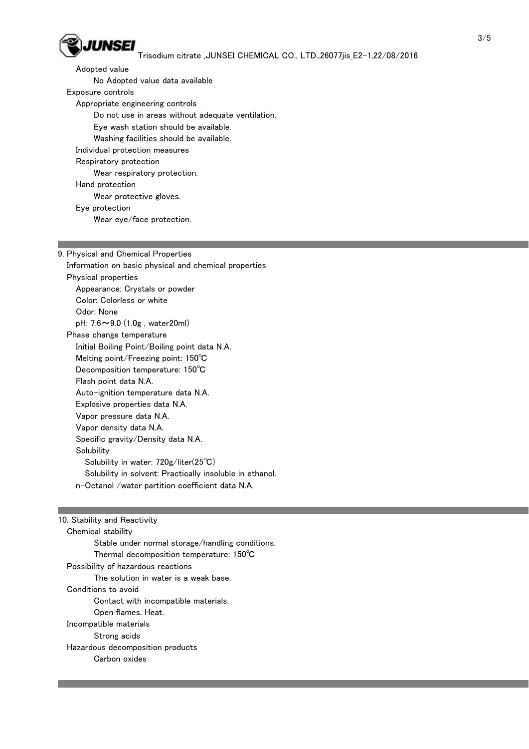Adopted value

No Adopted value data available

Exposure controls

Appropriate engineering controls

Do not use in areas without adequate ventilation.
Eye wash station should be available.
Washing facilities should be available.

Individual protection measures

Respiratory protection

Wear respiratory protection.

Hand protection

Wear protective gloves.

Eye protection

Wear eye/face protection.

## 9. Physical and Chemical Properties

Information on basic physical and chemical properties

Physical properties

Appearance: Crystals or powder
Color: Colorless or white
Odor: None
pH: 7.6～9.0 (1.0g , water20ml)

Phase change temperature

Initial Boiling Point/Boiling point data N.A.
Melting point/Freezing point: 150℃
Decomposition temperature: 150℃
Flash point data N.A.
Auto-ignition temperature data N.A.
Explosive properties data N.A.
Vapor pressure data N.A.
Vapor density data N.A.
Specific gravity/Density data N.A.
Solubility

Solubility in water: 720g/liter(25℃)
Solubility in solvent: Practically insoluble in ethanol.

n-Octanol /water partition coefficient data N.A.

## 10. Stability and Reactivity

Chemical stability

Stable under normal storage/handling conditions.
Thermal decomposition temperature: 150℃

Possibility of hazardous reactions

The solution in water is a weak base.

Conditions to avoid

Contact with incompatible materials.
Open flames. Heat.

Incompatible materials

Strong acids

Hazardous decomposition products

Carbon oxides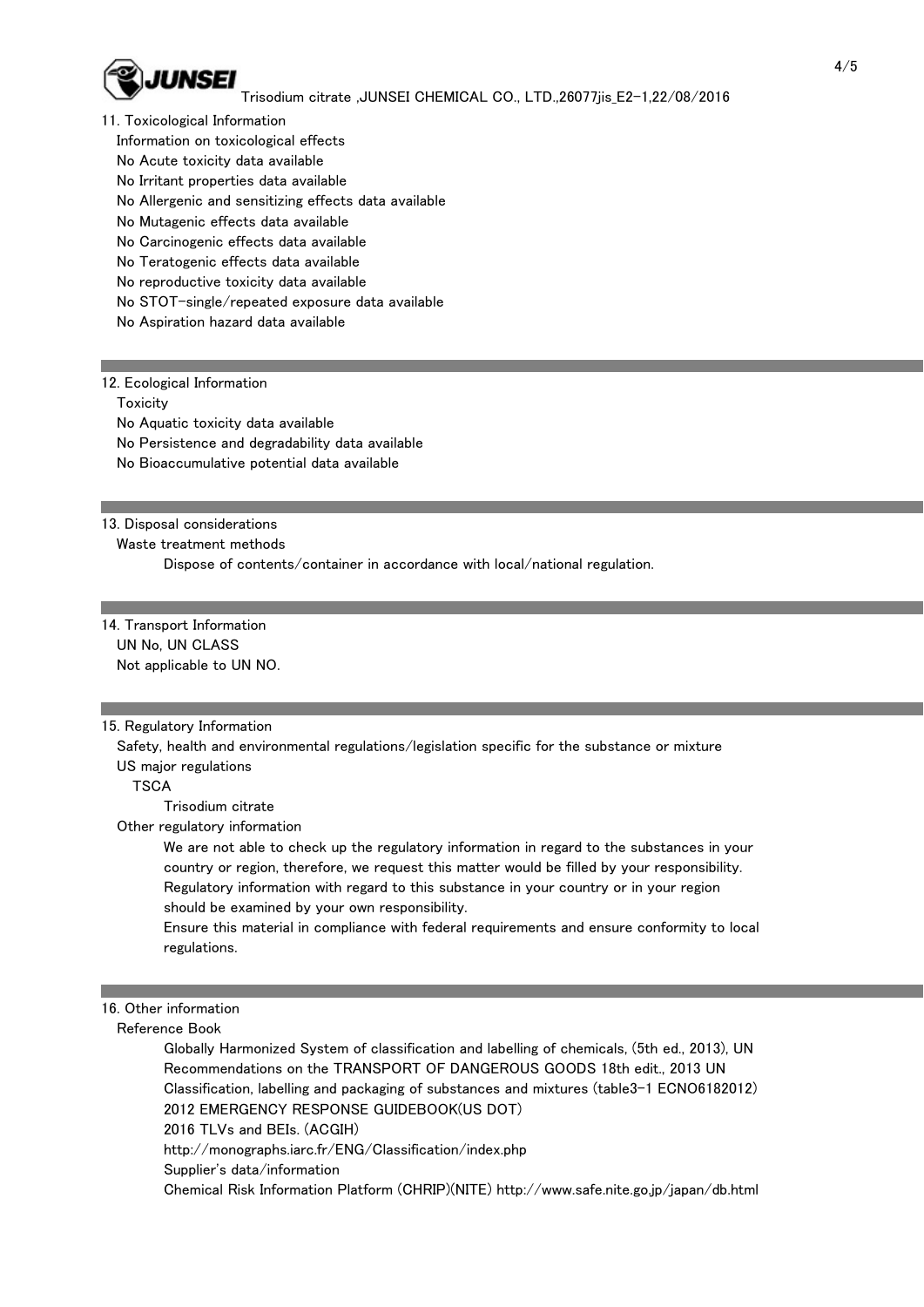## 11. Toxicological Information

Information on toxicological effects

No Acute toxicity data available

No Irritant properties data available

No Allergenic and sensitizing effects data available

No Mutagenic effects data available

No Carcinogenic effects data available

No Teratogenic effects data available

No reproductive toxicity data available

No STOT-single/repeated exposure data available

No Aspiration hazard data available

## 12. Ecological Information

Toxicity

No Aquatic toxicity data available

No Persistence and degradability data available

No Bioaccumulative potential data available

## 13. Disposal considerations

Waste treatment methods

Dispose of contents/container in accordance with local/national regulation.

## 14. Transport Information

UN No, UN CLASS

Not applicable to UN NO.

## 15. Regulatory Information

Safety, health and environmental regulations/legislation specific for the substance or mixture

US major regulations

TSCA

Trisodium citrate

Other regulatory information

We are not able to check up the regulatory information in regard to the substances in your country or region, therefore, we request this matter would be filled by your responsibility.
Regulatory information with regard to this substance in your country or in your region should be examined by your own responsibility.
Ensure this material in compliance with federal requirements and ensure conformity to local regulations.

## 16. Other information

Reference Book

Globally Harmonized System of classification and labelling of chemicals, (5th ed., 2013), UN Recommendations on the TRANSPORT OF DANGEROUS GOODS 18th edit., 2013 UN
Classification, labelling and packaging of substances and mixtures (table3-1 ECNO6182012)
2012 EMERGENCY RESPONSE GUIDEBOOK(US DOT)
2016 TLVs and BEIs. (ACGIH)
http://monographs.iarc.fr/ENG/Classification/index.php
Supplier's data/information
Chemical Risk Information Platform (CHRIP)(NITE) http://www.safe.nite.go.jp/japan/db.html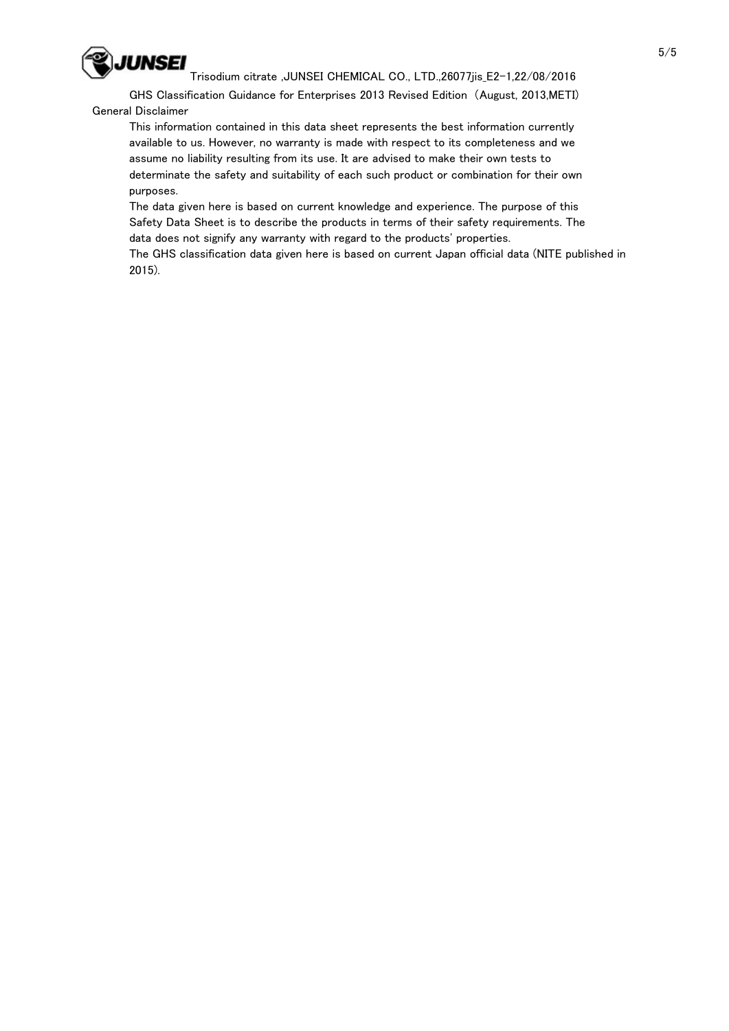GHS Classification Guidance for Enterprises 2013 Revised Edition（August, 2013,METI)

General Disclaimer

This information contained in this data sheet represents the best information currently available to us. However, no warranty is made with respect to its completeness and we assume no liability resulting from its use. It are advised to make their own tests to determinate the safety and suitability of each such product or combination for their own purposes.

The data given here is based on current knowledge and experience. The purpose of this Safety Data Sheet is to describe the products in terms of their safety requirements. The data does not signify any warranty with regard to the products' properties.

The GHS classification data given here is based on current Japan official data (NITE published in 2015).